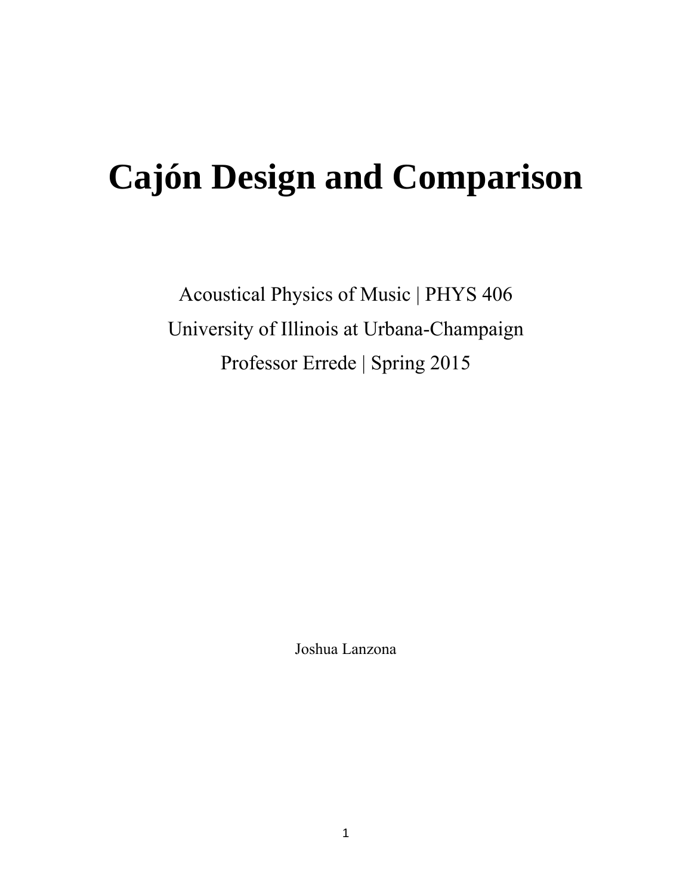# Cajón Design and Comparison

Acoustical Physics of Music | PHYS 406

University of Illinois at Urbana-Champaign

Professor Errede | Spring 2015

Joshua Lanzona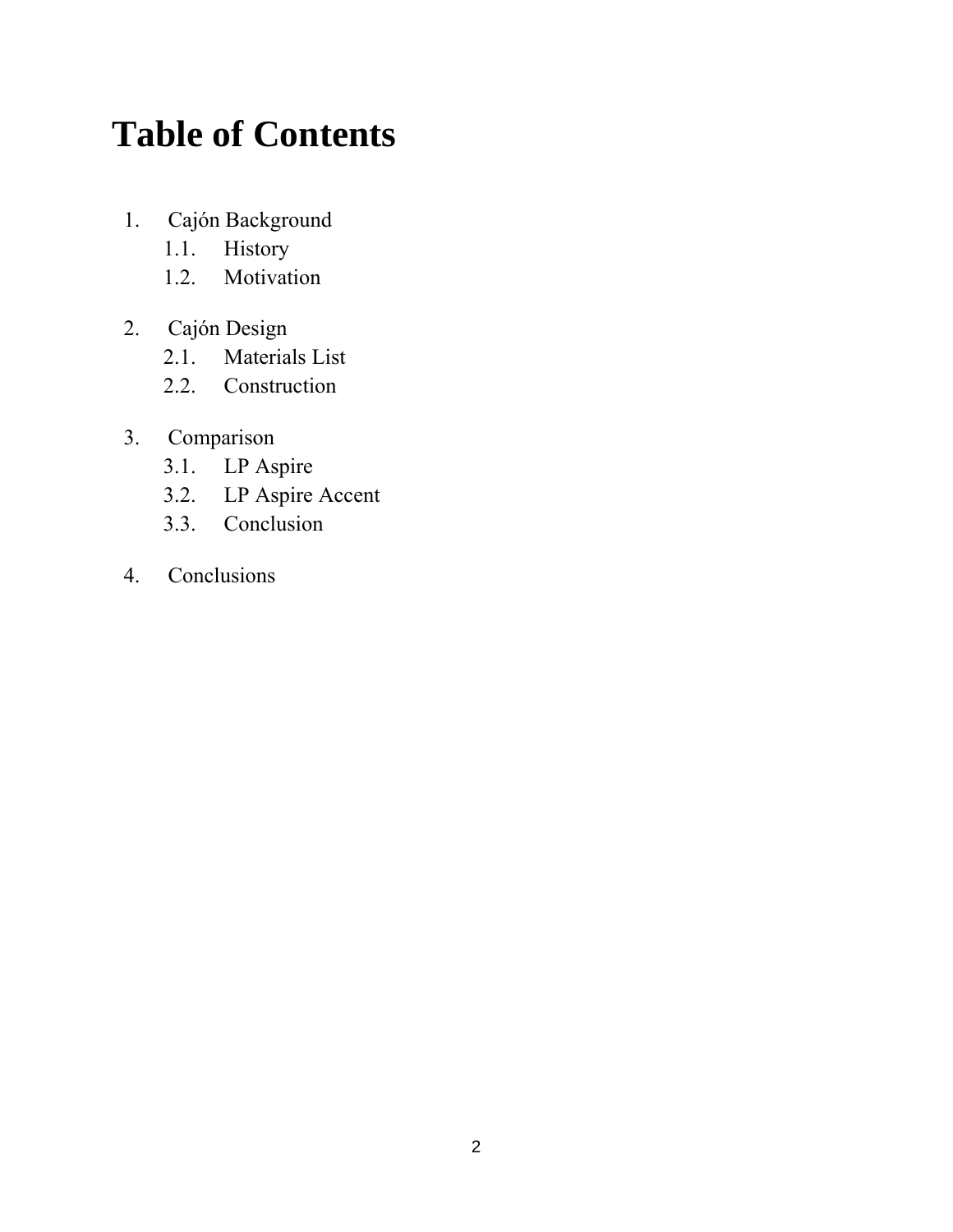# Table of Contents

1. Cajón Background
   1.1. History
   1.2. Motivation

2. Cajón Design
   2.1. Materials List
   2.2. Construction

3. Comparison
   3.1. LP Aspire
   3.2. LP Aspire Accent
   3.3. Conclusion

4. Conclusions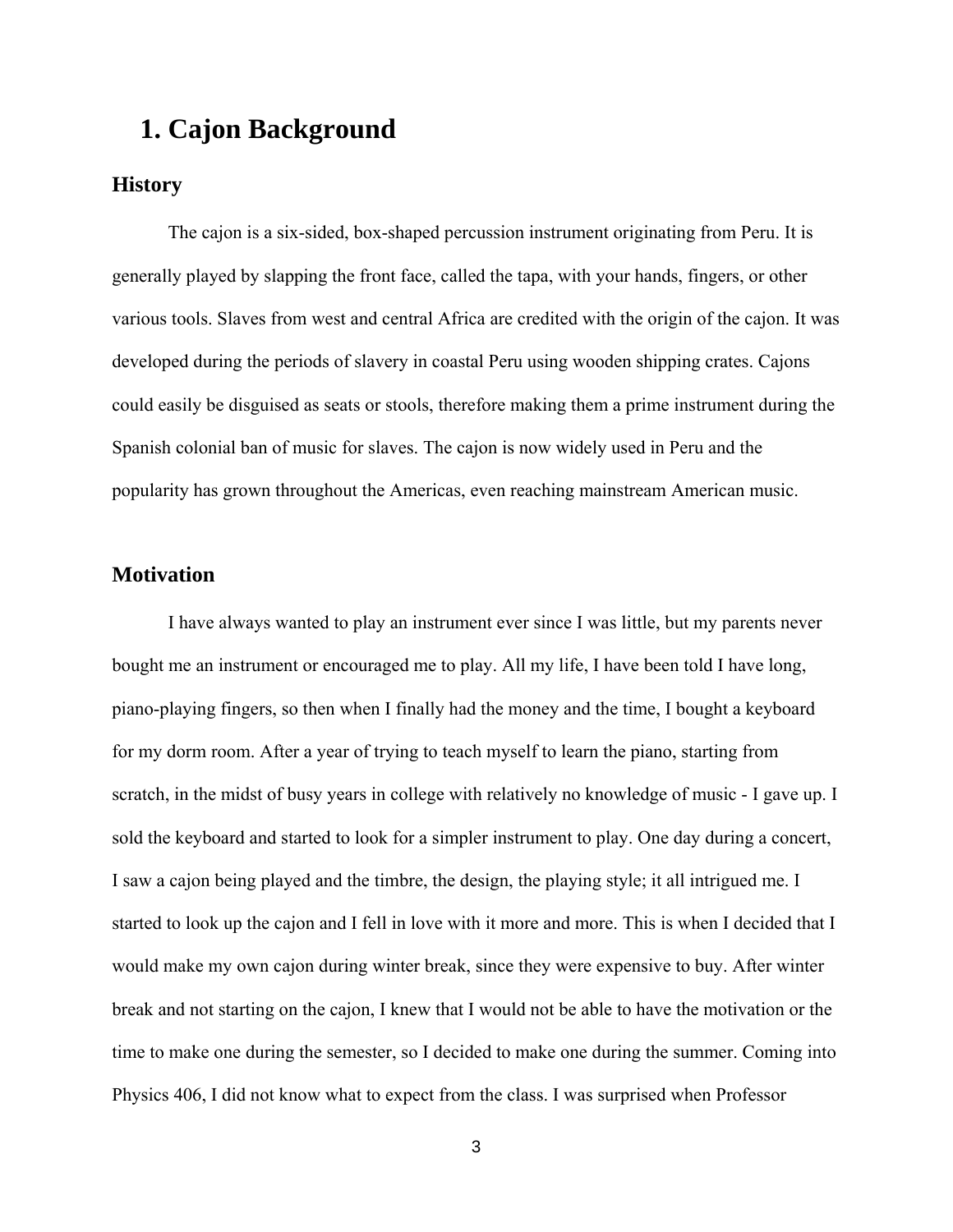# 1. Cajon Background

## History

The cajon is a six-sided, box-shaped percussion instrument originating from Peru. It is generally played by slapping the front face, called the tapa, with your hands, fingers, or other various tools. Slaves from west and central Africa are credited with the origin of the cajon. It was developed during the periods of slavery in coastal Peru using wooden shipping crates. Cajons could easily be disguised as seats or stools, therefore making them a prime instrument during the Spanish colonial ban of music for slaves. The cajon is now widely used in Peru and the popularity has grown throughout the Americas, even reaching mainstream American music.

## Motivation

I have always wanted to play an instrument ever since I was little, but my parents never bought me an instrument or encouraged me to play. All my life, I have been told I have long, piano-playing fingers, so then when I finally had the money and the time, I bought a keyboard for my dorm room. After a year of trying to teach myself to learn the piano, starting from scratch, in the midst of busy years in college with relatively no knowledge of music - I gave up. I sold the keyboard and started to look for a simpler instrument to play. One day during a concert, I saw a cajon being played and the timbre, the design, the playing style; it all intrigued me. I started to look up the cajon and I fell in love with it more and more. This is when I decided that I would make my own cajon during winter break, since they were expensive to buy. After winter break and not starting on the cajon, I knew that I would not be able to have the motivation or the time to make one during the semester, so I decided to make one during the summer. Coming into Physics 406, I did not know what to expect from the class. I was surprised when Professor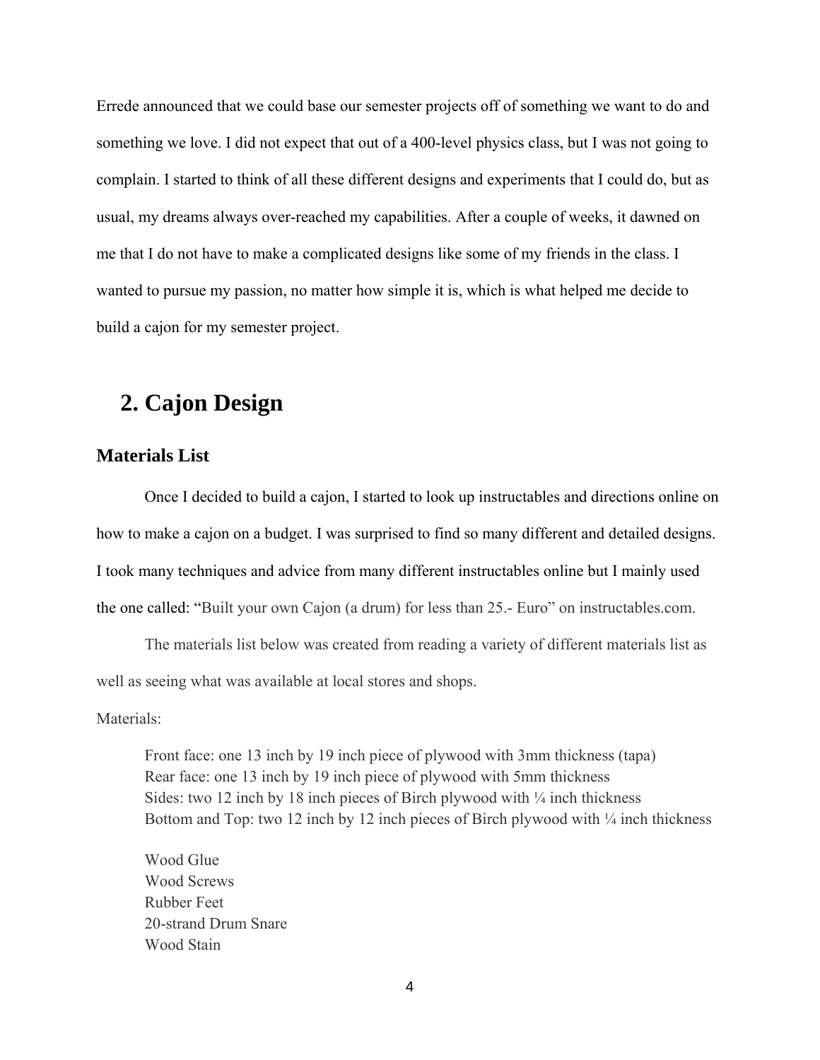Errede announced that we could base our semester projects off of something we want to do and something we love. I did not expect that out of a 400-level physics class, but I was not going to complain. I started to think of all these different designs and experiments that I could do, but as usual, my dreams always over-reached my capabilities. After a couple of weeks, it dawned on me that I do not have to make a complicated designs like some of my friends in the class. I wanted to pursue my passion, no matter how simple it is, which is what helped me decide to build a cajon for my semester project.

# 2. Cajon Design

## Materials List

Once I decided to build a cajon, I started to look up instructables and directions online on how to make a cajon on a budget. I was surprised to find so many different and detailed designs. I took many techniques and advice from many different instructables online but I mainly used the one called: "Built your own Cajon (a drum) for less than 25.- Euro" on instructables.com.

The materials list below was created from reading a variety of different materials list as well as seeing what was available at local stores and shops.

Materials:

Front face: one 13 inch by 19 inch piece of plywood with 3mm thickness (tapa)
Rear face: one 13 inch by 19 inch piece of plywood with 5mm thickness
Sides: two 12 inch by 18 inch pieces of Birch plywood with ¼ inch thickness
Bottom and Top: two 12 inch by 12 inch pieces of Birch plywood with ¼ inch thickness

Wood Glue
Wood Screws
Rubber Feet
20-strand Drum Snare
Wood Stain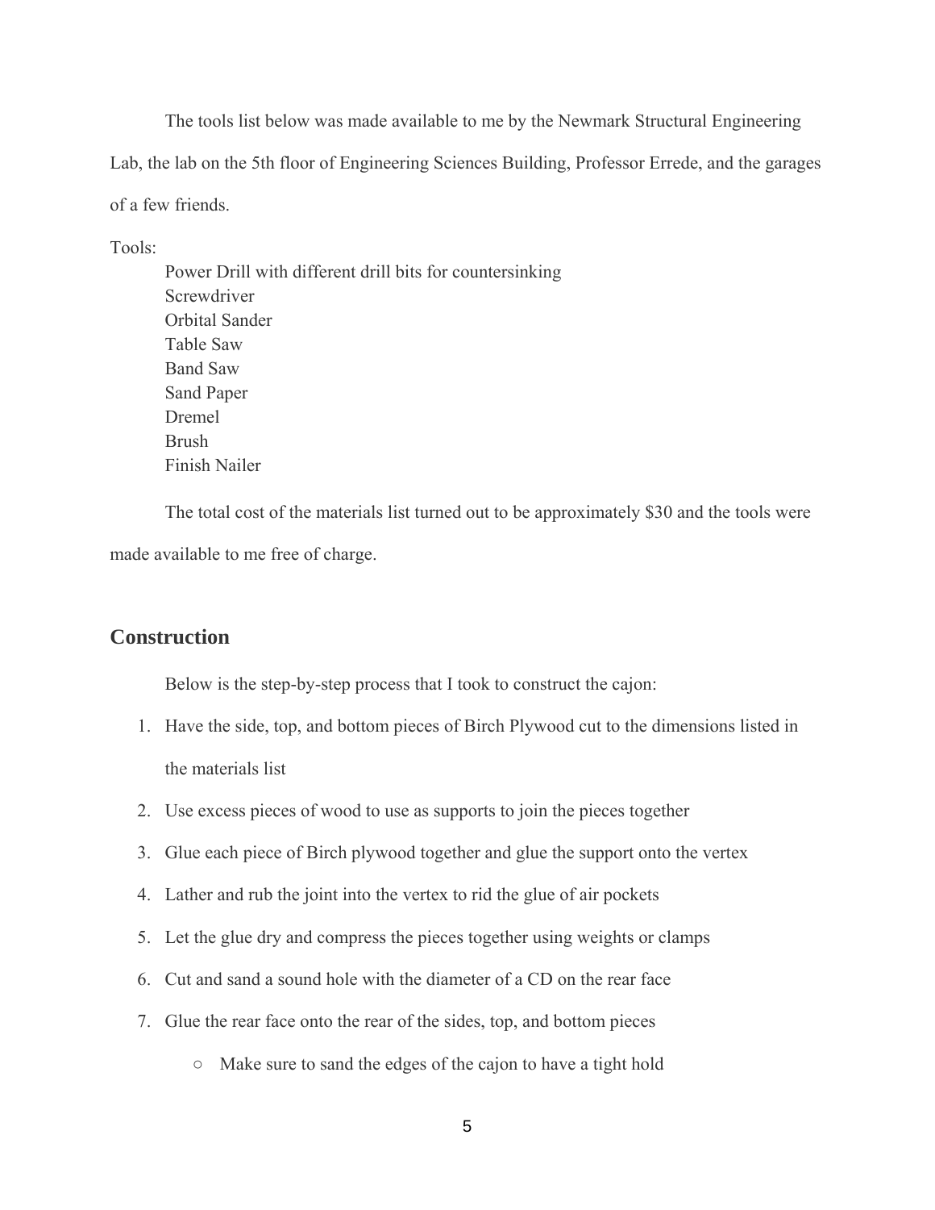The tools list below was made available to me by the Newmark Structural Engineering Lab, the lab on the 5th floor of Engineering Sciences Building, Professor Errede, and the garages of a few friends.

Tools:

- Power Drill with different drill bits for countersinking
- Screwdriver
- Orbital Sander
- Table Saw
- Band Saw
- Sand Paper
- Dremel
- Brush
- Finish Nailer

The total cost of the materials list turned out to be approximately $30 and the tools were made available to me free of charge.

## Construction

Below is the step-by-step process that I took to construct the cajon:

1. Have the side, top, and bottom pieces of Birch Plywood cut to the dimensions listed in the materials list
2. Use excess pieces of wood to use as supports to join the pieces together
3. Glue each piece of Birch plywood together and glue the support onto the vertex
4. Lather and rub the joint into the vertex to rid the glue of air pockets
5. Let the glue dry and compress the pieces together using weights or clamps
6. Cut and sand a sound hole with the diameter of a CD on the rear face
7. Glue the rear face onto the rear of the sides, top, and bottom pieces
    - Make sure to sand the edges of the cajon to have a tight hold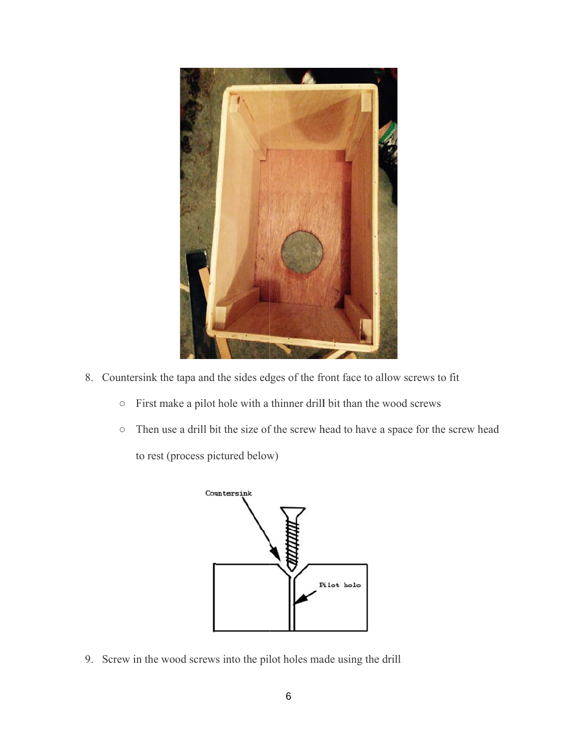8. Countersink the tapa and the sides edges of the front face to allow screws to fit
    - First make a pilot hole with a thinner drill bit than the wood screws
    - Then use a drill bit the size of the screw head to have a space for the screw head to rest (process pictured below)

9. Screw in the wood screws into the pilot holes made using the drill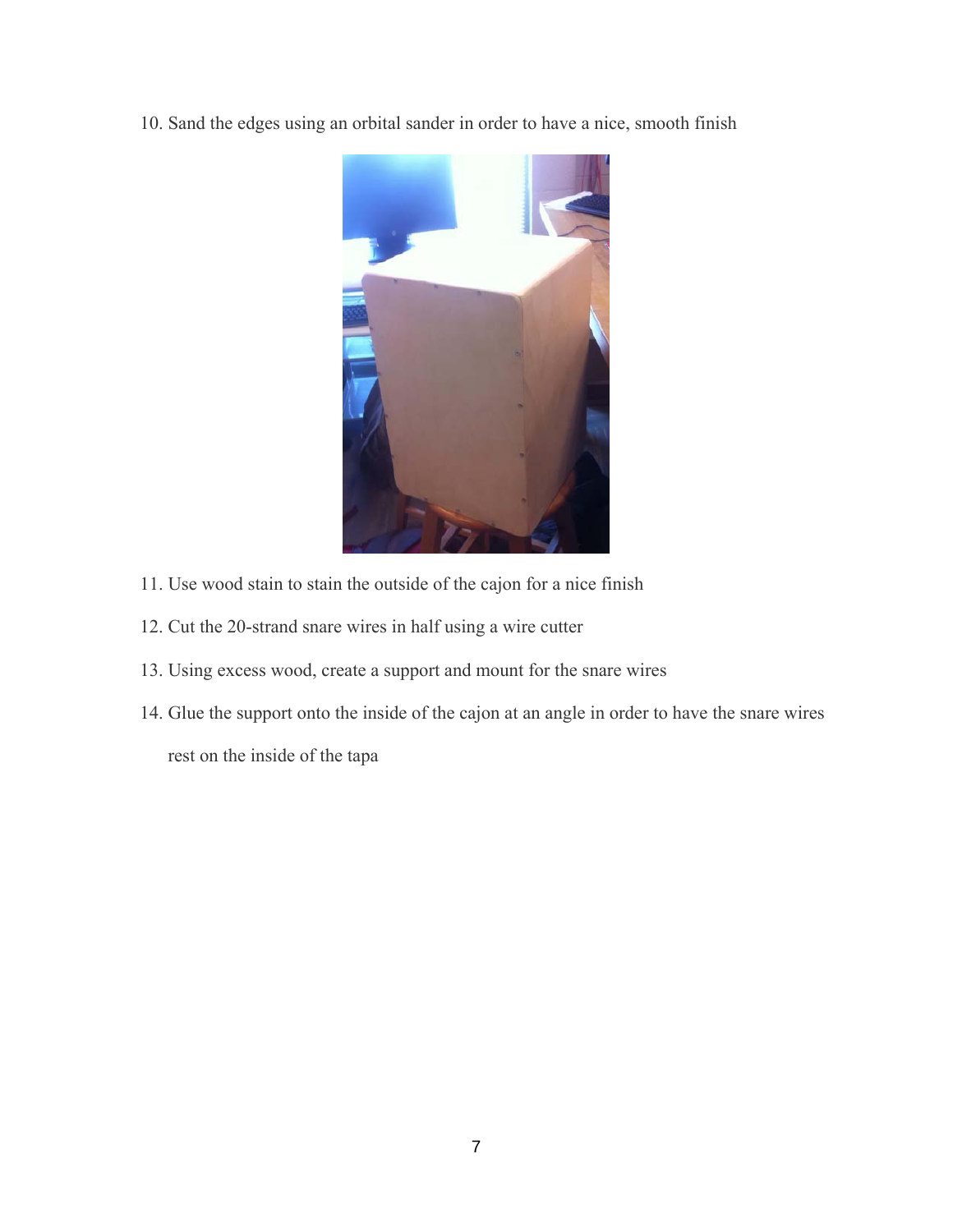10. Sand the edges using an orbital sander in order to have a nice, smooth finish

11. Use wood stain to stain the outside of the cajon for a nice finish

12. Cut the 20-strand snare wires in half using a wire cutter

13. Using excess wood, create a support and mount for the snare wires

14. Glue the support onto the inside of the cajon at an angle in order to have the snare wires rest on the inside of the tapa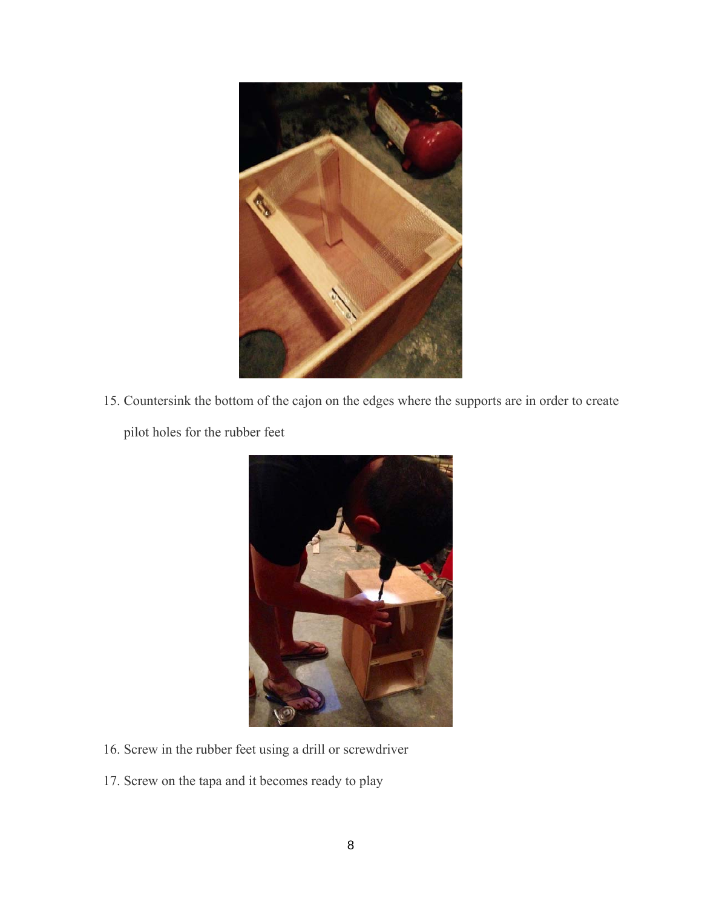15. Countersink the bottom of the cajon on the edges where the supports are in order to create pilot holes for the rubber feet

16. Screw in the rubber feet using a drill or screwdriver

17. Screw on the tapa and it becomes ready to play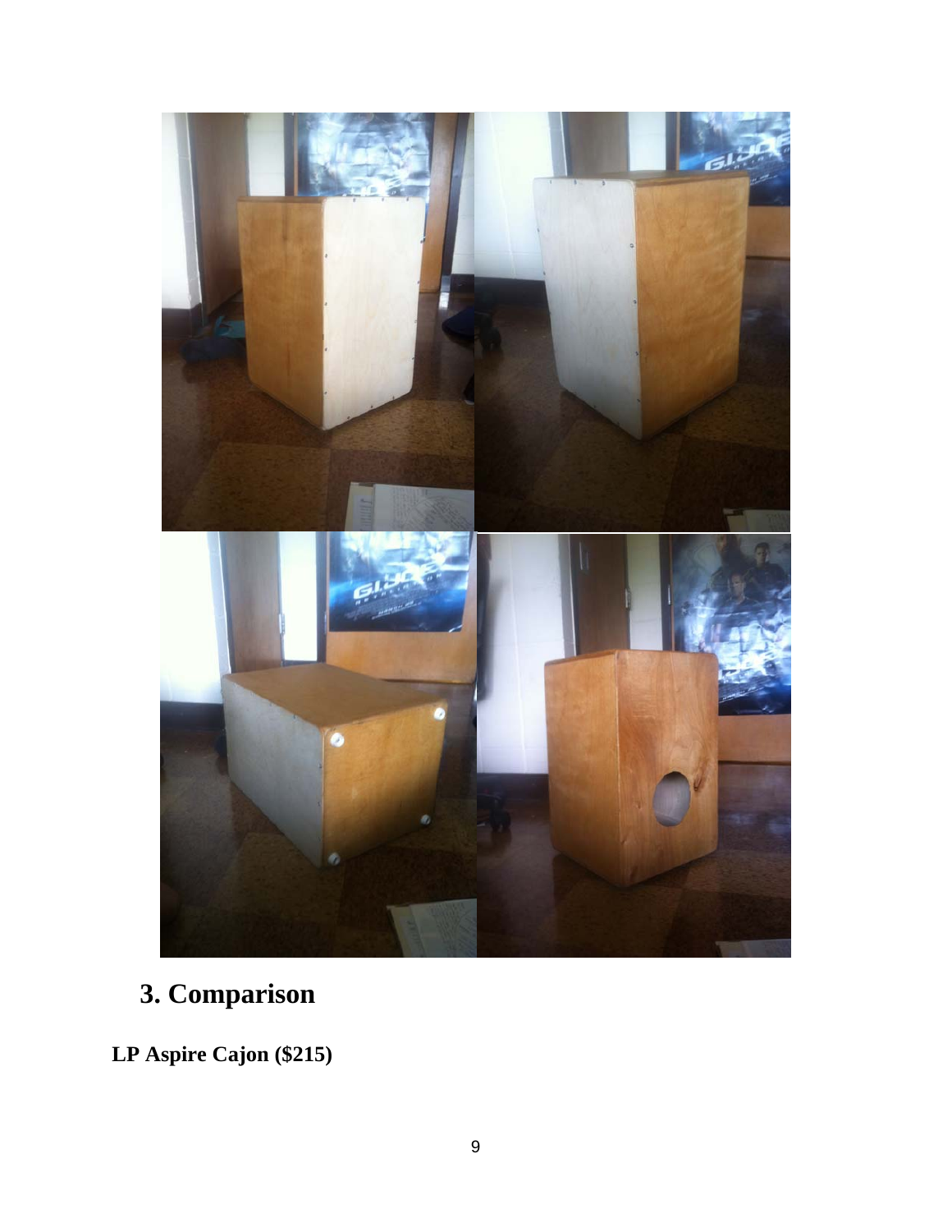## 3. Comparison

**LP Aspire Cajon ($215)**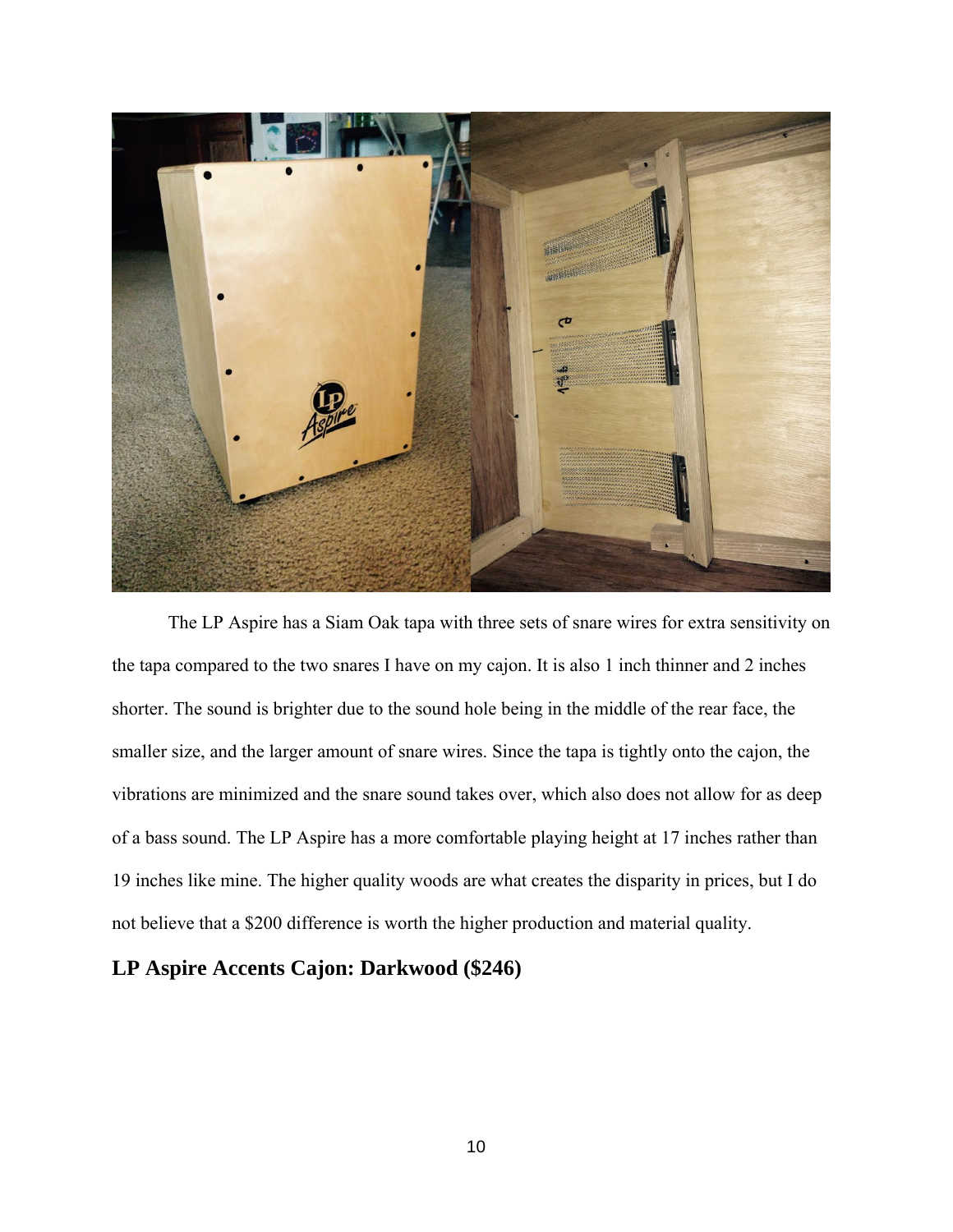The LP Aspire has a Siam Oak tapa with three sets of snare wires for extra sensitivity on the tapa compared to the two snares I have on my cajon. It is also 1 inch thinner and 2 inches shorter. The sound is brighter due to the sound hole being in the middle of the rear face, the smaller size, and the larger amount of snare wires. Since the tapa is tightly onto the cajon, the vibrations are minimized and the snare sound takes over, which also does not allow for as deep of a bass sound. The LP Aspire has a more comfortable playing height at 17 inches rather than 19 inches like mine. The higher quality woods are what creates the disparity in prices, but I do not believe that a $200 difference is worth the higher production and material quality.

### LP Aspire Accents Cajon: Darkwood ($246)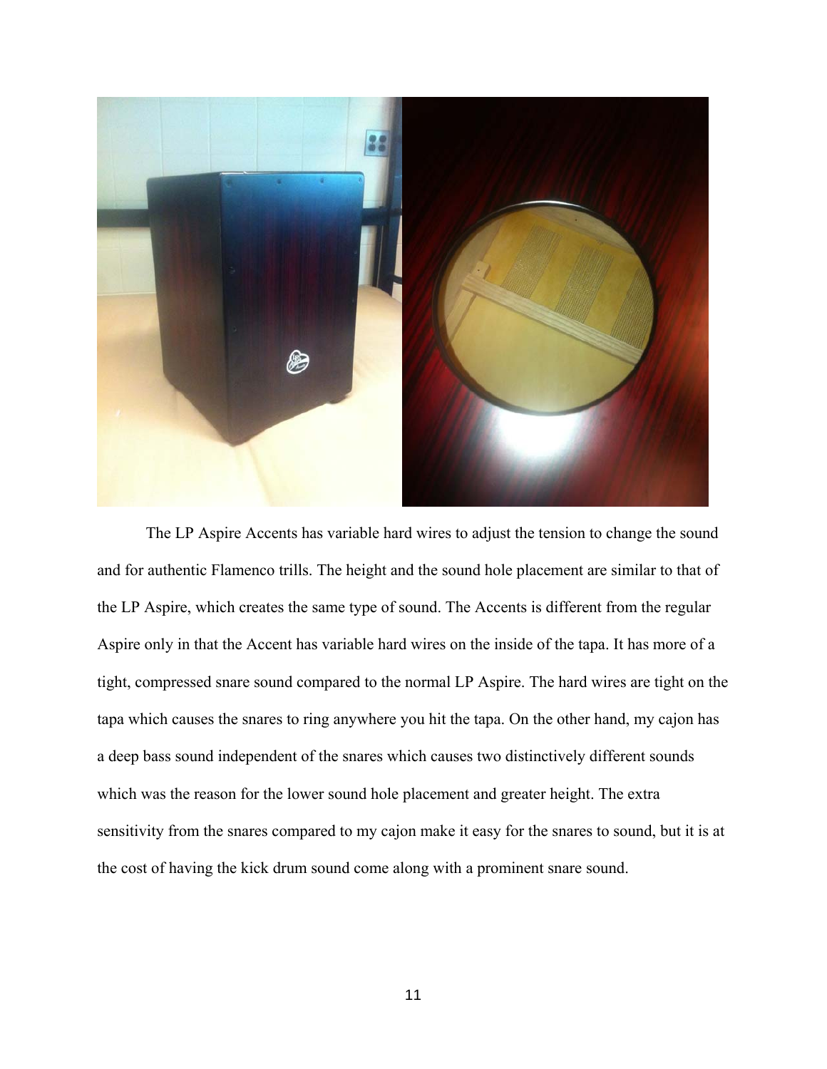The LP Aspire Accents has variable hard wires to adjust the tension to change the sound and for authentic Flamenco trills. The height and the sound hole placement are similar to that of the LP Aspire, which creates the same type of sound. The Accents is different from the regular Aspire only in that the Accent has variable hard wires on the inside of the tapa. It has more of a tight, compressed snare sound compared to the normal LP Aspire. The hard wires are tight on the tapa which causes the snares to ring anywhere you hit the tapa. On the other hand, my cajon has a deep bass sound independent of the snares which causes two distinctively different sounds which was the reason for the lower sound hole placement and greater height. The extra sensitivity from the snares compared to my cajon make it easy for the snares to sound, but it is at the cost of having the kick drum sound come along with a prominent snare sound.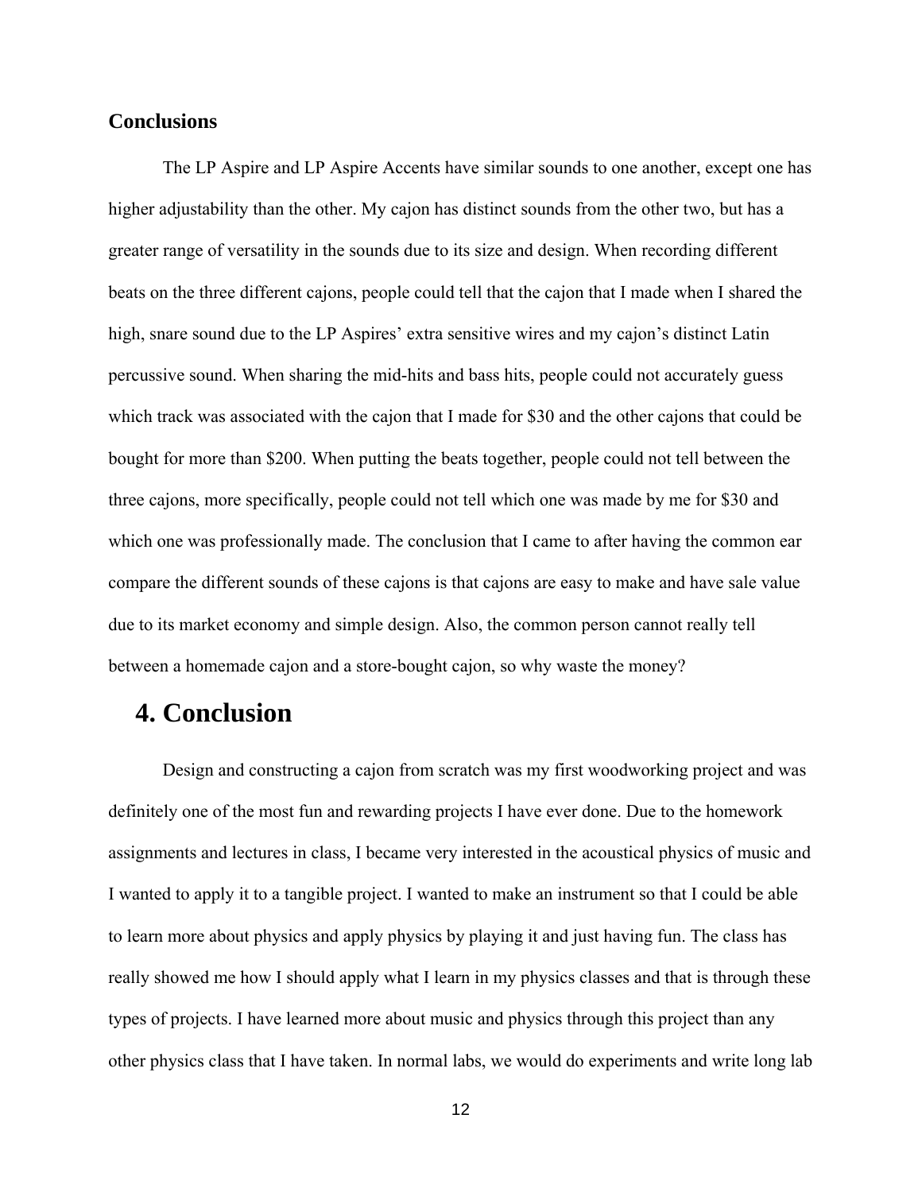### Conclusions

The LP Aspire and LP Aspire Accents have similar sounds to one another, except one has higher adjustability than the other. My cajon has distinct sounds from the other two, but has a greater range of versatility in the sounds due to its size and design. When recording different beats on the three different cajons, people could tell that the cajon that I made when I shared the high, snare sound due to the LP Aspires' extra sensitive wires and my cajon's distinct Latin percussive sound. When sharing the mid-hits and bass hits, people could not accurately guess which track was associated with the cajon that I made for $30 and the other cajons that could be bought for more than $200. When putting the beats together, people could not tell between the three cajons, more specifically, people could not tell which one was made by me for $30 and which one was professionally made. The conclusion that I came to after having the common ear compare the different sounds of these cajons is that cajons are easy to make and have sale value due to its market economy and simple design. Also, the common person cannot really tell between a homemade cajon and a store-bought cajon, so why waste the money?

## 4. Conclusion

Design and constructing a cajon from scratch was my first woodworking project and was definitely one of the most fun and rewarding projects I have ever done. Due to the homework assignments and lectures in class, I became very interested in the acoustical physics of music and I wanted to apply it to a tangible project. I wanted to make an instrument so that I could be able to learn more about physics and apply physics by playing it and just having fun. The class has really showed me how I should apply what I learn in my physics classes and that is through these types of projects. I have learned more about music and physics through this project than any other physics class that I have taken. In normal labs, we would do experiments and write long lab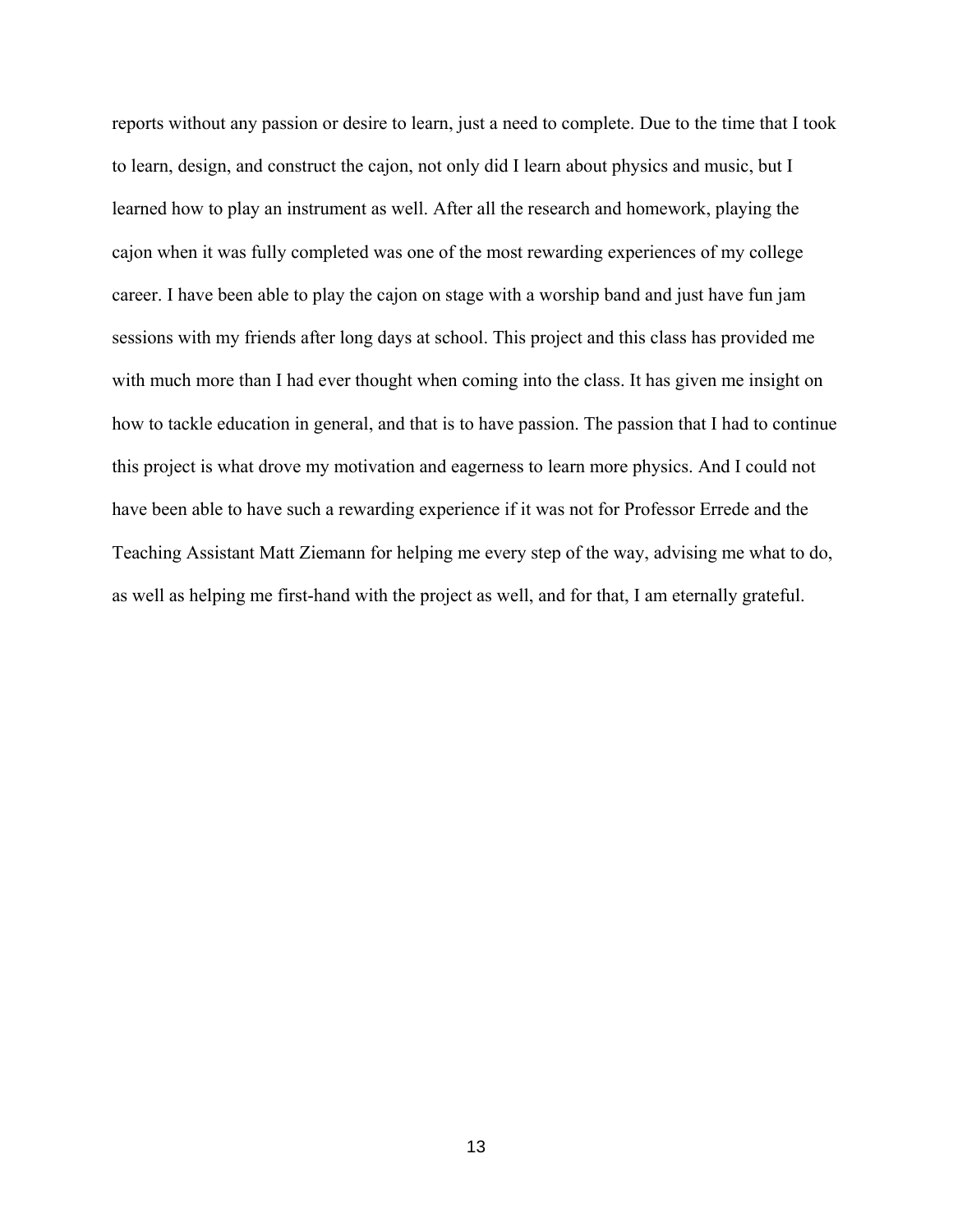reports without any passion or desire to learn, just a need to complete. Due to the time that I took to learn, design, and construct the cajon, not only did I learn about physics and music, but I learned how to play an instrument as well. After all the research and homework, playing the cajon when it was fully completed was one of the most rewarding experiences of my college career. I have been able to play the cajon on stage with a worship band and just have fun jam sessions with my friends after long days at school. This project and this class has provided me with much more than I had ever thought when coming into the class. It has given me insight on how to tackle education in general, and that is to have passion. The passion that I had to continue this project is what drove my motivation and eagerness to learn more physics. And I could not have been able to have such a rewarding experience if it was not for Professor Errede and the Teaching Assistant Matt Ziemann for helping me every step of the way, advising me what to do, as well as helping me first-hand with the project as well, and for that, I am eternally grateful.